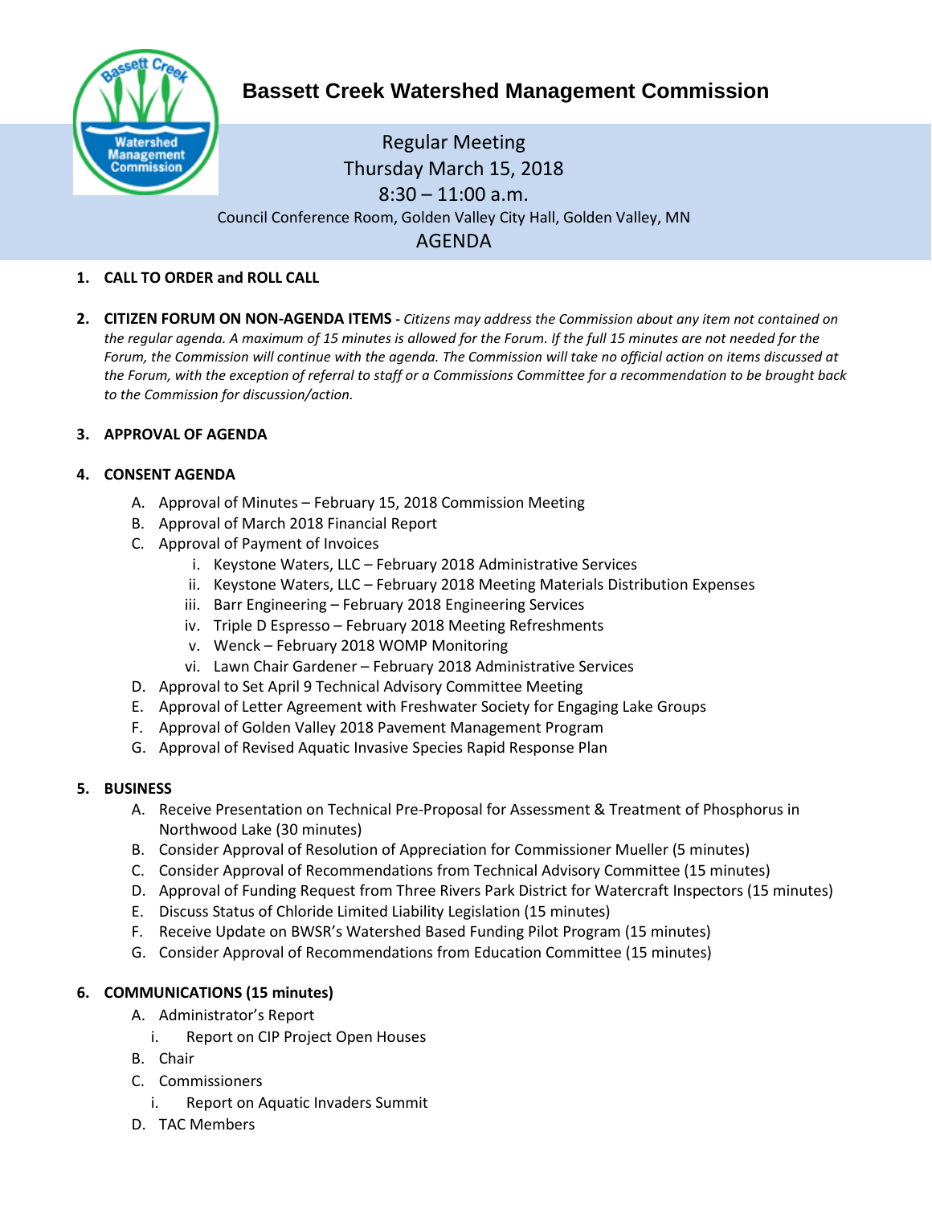# Bassett Creek Watershed Management Commission

Regular Meeting
Thursday March 15, 2018
8:30 – 11:00 a.m.
Council Conference Room, Golden Valley City Hall, Golden Valley, MN

## AGENDA

1. **CALL TO ORDER and ROLL CALL**

2. **CITIZEN FORUM ON NON-AGENDA ITEMS -** *Citizens may address the Commission about any item not contained on the regular agenda. A maximum of 15 minutes is allowed for the Forum. If the full 15 minutes are not needed for the Forum, the Commission will continue with the agenda. The Commission will take no official action on items discussed at the Forum, with the exception of referral to staff or a Commissions Committee for a recommendation to be brought back to the Commission for discussion/action.*

3. **APPROVAL OF AGENDA**

4. **CONSENT AGENDA**
   - A. Approval of Minutes – February 15, 2018 Commission Meeting
   - B. Approval of March 2018 Financial Report
   - C. Approval of Payment of Invoices
     - i. Keystone Waters, LLC – February 2018 Administrative Services
     - ii. Keystone Waters, LLC – February 2018 Meeting Materials Distribution Expenses
     - iii. Barr Engineering – February 2018 Engineering Services
     - iv. Triple D Espresso – February 2018 Meeting Refreshments
     - v. Wenck – February 2018 WOMP Monitoring
     - vi. Lawn Chair Gardener – February 2018 Administrative Services
   - D. Approval to Set April 9 Technical Advisory Committee Meeting
   - E. Approval of Letter Agreement with Freshwater Society for Engaging Lake Groups
   - F. Approval of Golden Valley 2018 Pavement Management Program
   - G. Approval of Revised Aquatic Invasive Species Rapid Response Plan

5. **BUSINESS**
   - A. Receive Presentation on Technical Pre-Proposal for Assessment & Treatment of Phosphorus in Northwood Lake (30 minutes)
   - B. Consider Approval of Resolution of Appreciation for Commissioner Mueller (5 minutes)
   - C. Consider Approval of Recommendations from Technical Advisory Committee (15 minutes)
   - D. Approval of Funding Request from Three Rivers Park District for Watercraft Inspectors (15 minutes)
   - E. Discuss Status of Chloride Limited Liability Legislation (15 minutes)
   - F. Receive Update on BWSR's Watershed Based Funding Pilot Program (15 minutes)
   - G. Consider Approval of Recommendations from Education Committee (15 minutes)

6. **COMMUNICATIONS (15 minutes)**
   - A. Administrator's Report
     - i. Report on CIP Project Open Houses
   - B. Chair
   - C. Commissioners
     - i. Report on Aquatic Invaders Summit
   - D. TAC Members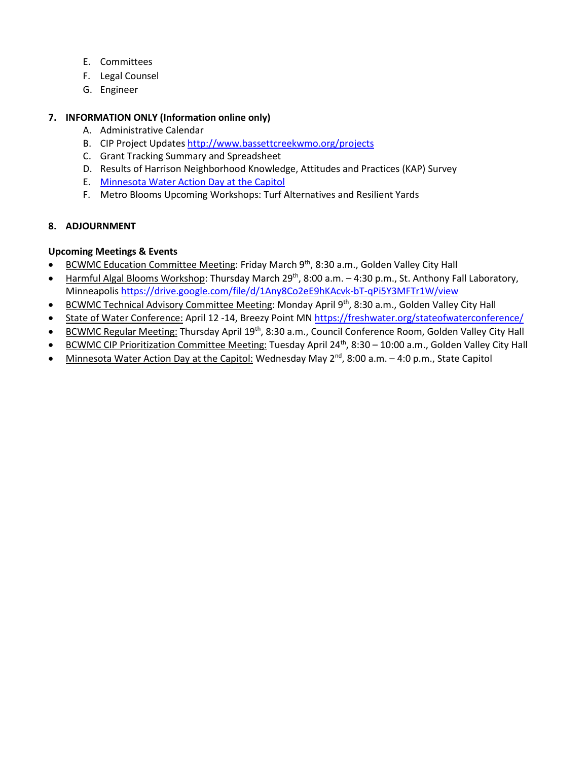E. Committees
F. Legal Counsel
G. Engineer

**7. INFORMATION ONLY (Information online only)**

A. Administrative Calendar
B. CIP Project Updates [http://www.bassettcreekwmo.org/projects](http://www.bassettcreekwmo.org/projects)
C. Grant Tracking Summary and Spreadsheet
D. Results of Harrison Neighborhood Knowledge, Attitudes and Practices (KAP) Survey
E. Minnesota Water Action Day at the Capitol
F. Metro Blooms Upcoming Workshops: Turf Alternatives and Resilient Yards

**8. ADJOURNMENT**

**Upcoming Meetings & Events**

- BCWMC Education Committee Meeting: Friday March 9th, 8:30 a.m., Golden Valley City Hall
- Harmful Algal Blooms Workshop: Thursday March 29th, 8:00 a.m. – 4:30 p.m., St. Anthony Fall Laboratory, Minneapolis [https://drive.google.com/file/d/1Any8Co2eE9hKAcvk-bT-qPi5Y3MFTr1W/view](https://drive.google.com/file/d/1Any8Co2eE9hKAcvk-bT-qPi5Y3MFTr1W/view)
- BCWMC Technical Advisory Committee Meeting: Monday April 9th, 8:30 a.m., Golden Valley City Hall
- State of Water Conference: April 12 -14, Breezy Point MN [https://freshwater.org/stateofwaterconference/](https://freshwater.org/stateofwaterconference/)
- BCWMC Regular Meeting: Thursday April 19th, 8:30 a.m., Council Conference Room, Golden Valley City Hall
- BCWMC CIP Prioritization Committee Meeting: Tuesday April 24th, 8:30 – 10:00 a.m., Golden Valley City Hall
- Minnesota Water Action Day at the Capitol: Wednesday May 2nd, 8:00 a.m. – 4:0 p.m., State Capitol